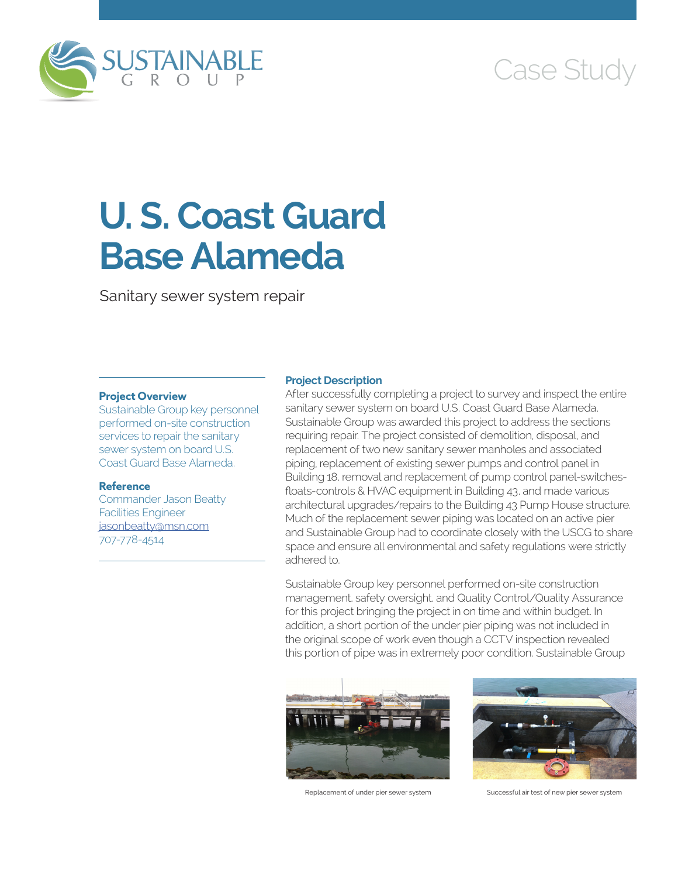SUSTAINABLE GROUP

Case Study

# U. S. Coast Guard Base Alameda

Sanitary sewer system repair

### Project Overview

Sustainable Group key personnel performed on-site construction services to repair the sanitary sewer system on board U.S. Coast Guard Base Alameda.

### Reference

Commander Jason Beatty
Facilities Engineer
jasonbeatty@msn.com
707-778-4514

### Project Description

After successfully completing a project to survey and inspect the entire sanitary sewer system on board U.S. Coast Guard Base Alameda, Sustainable Group was awarded this project to address the sections requiring repair. The project consisted of demolition, disposal, and replacement of two new sanitary sewer manholes and associated piping, replacement of existing sewer pumps and control panel in Building 18, removal and replacement of pump control panel-switches-floats-controls & HVAC equipment in Building 43, and made various architectural upgrades/repairs to the Building 43 Pump House structure. Much of the replacement sewer piping was located on an active pier and Sustainable Group had to coordinate closely with the USCG to share space and ensure all environmental and safety regulations were strictly adhered to.

Sustainable Group key personnel performed on-site construction management, safety oversight, and Quality Control/Quality Assurance for this project bringing the project in on time and within budget. In addition, a short portion of the under pier piping was not included in the original scope of work even though a CCTV inspection revealed this portion of pipe was in extremely poor condition. Sustainable Group

Replacement of under pier sewer system

Successful air test of new pier sewer system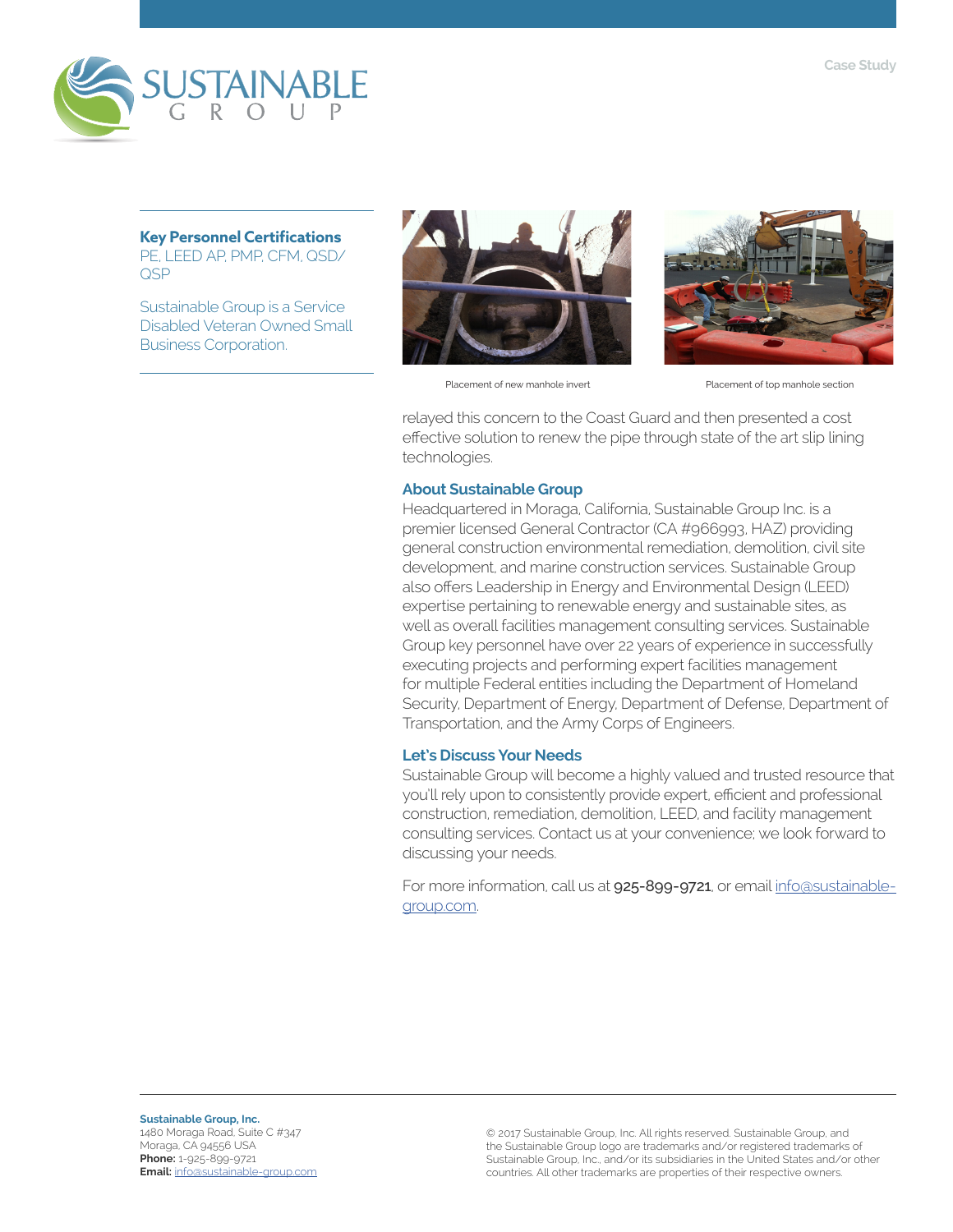Case Study

**Key Personnel Certifications**
PE, LEED AP, PMP, CFM, QSD/QSP

Sustainable Group is a Service Disabled Veteran Owned Small Business Corporation.

Placement of new manhole invert

Placement of top manhole section

relayed this concern to the Coast Guard and then presented a cost effective solution to renew the pipe through state of the art slip lining technologies.

## About Sustainable Group

Headquartered in Moraga, California, Sustainable Group Inc. is a premier licensed General Contractor (CA #966993, HAZ) providing general construction environmental remediation, demolition, civil site development, and marine construction services. Sustainable Group also offers Leadership in Energy and Environmental Design (LEED) expertise pertaining to renewable energy and sustainable sites, as well as overall facilities management consulting services. Sustainable Group key personnel have over 22 years of experience in successfully executing projects and performing expert facilities management for multiple Federal entities including the Department of Homeland Security, Department of Energy, Department of Defense, Department of Transportation, and the Army Corps of Engineers.

## Let's Discuss Your Needs

Sustainable Group will become a highly valued and trusted resource that you'll rely upon to consistently provide expert, efficient and professional construction, remediation, demolition, LEED, and facility management consulting services. Contact us at your convenience; we look forward to discussing your needs.

For more information, call us at 925-899-9721, or email info@sustainable-group.com.

**Sustainable Group, Inc.**
1480 Moraga Road, Suite C #347
Moraga, CA 94556 USA
**Phone:** 1-925-899-9721
**Email:** info@sustainable-group.com

© 2017 Sustainable Group, Inc. All rights reserved. Sustainable Group, and the Sustainable Group logo are trademarks and/or registered trademarks of Sustainable Group, Inc., and/or its subsidiaries in the United States and/or other countries. All other trademarks are properties of their respective owners.